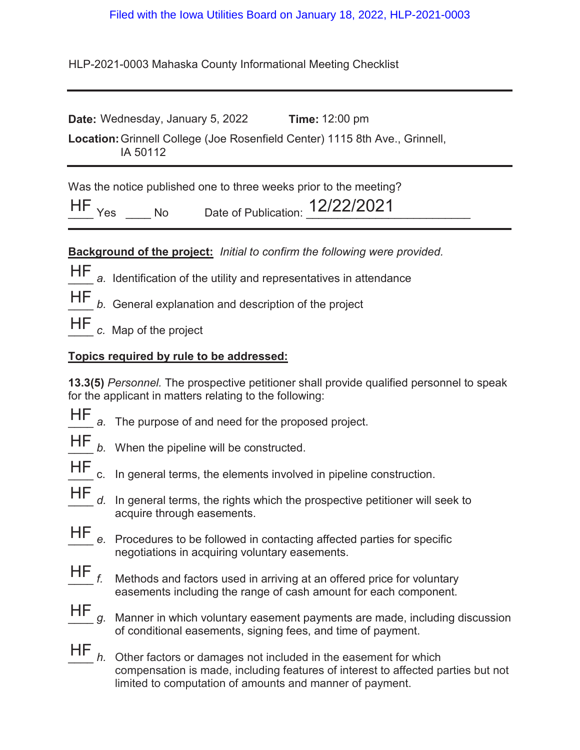Filed with the Iowa Utilities Board on January 18, 2022, HLP-2021-0003

HLP-2021-0003 Mahaska County Informational Meeting Checklist

---

**Date:** Wednesday, January 5, 2022 **Time:** 12:00 pm

**Location:** Grinnell College (Joe Rosenfield Center) 1115 8th Ave., Grinnell, IA 50112

---

Was the notice published one to three weeks prior to the meeting?

HF Yes ____ No Date of Publication: 12/22/2021

---

**Background of the project:** *Initial to confirm the following were provided.*

HF *a.* Identification of the utility and representatives in attendance

HF *b.* General explanation and description of the project

HF *c.* Map of the project

**Topics required by rule to be addressed:**

**13.3(5)** *Personnel.* The prospective petitioner shall provide qualified personnel to speak for the applicant in matters relating to the following:

HF *a.* The purpose of and need for the proposed project.

HF *b.* When the pipeline will be constructed.

HF c. In general terms, the elements involved in pipeline construction.

HF *d.* In general terms, the rights which the prospective petitioner will seek to acquire through easements.

HF *e.* Procedures to be followed in contacting affected parties for specific negotiations in acquiring voluntary easements.

HF *f.* Methods and factors used in arriving at an offered price for voluntary easements including the range of cash amount for each component.

HF *g.* Manner in which voluntary easement payments are made, including discussion of conditional easements, signing fees, and time of payment.

HF *h.* Other factors or damages not included in the easement for which compensation is made, including features of interest to affected parties but not limited to computation of amounts and manner of payment.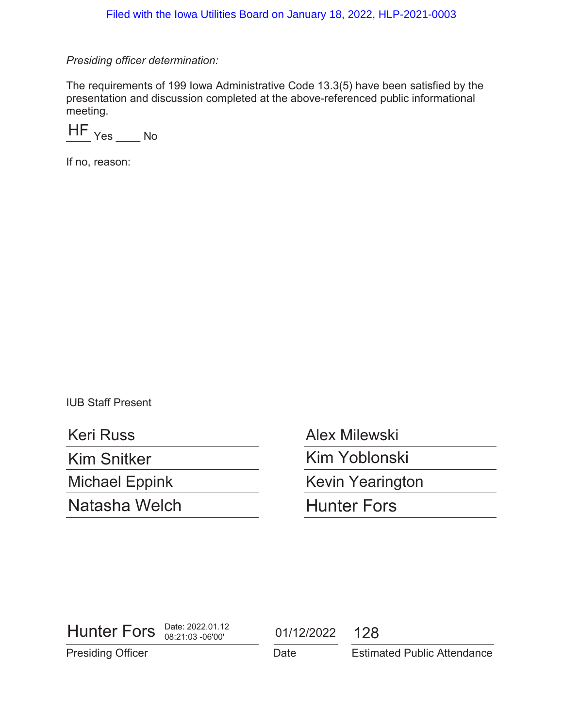*Presiding officer determination:*

The requirements of 199 Iowa Administrative Code 13.3(5) have been satisfied by the presentation and discussion completed at the above-referenced public informational meeting.

HF Yes ____ No

If no, reason:

IUB Staff Present

| | |
|---|---|
| Keri Russ | Alex Milewski |
| Kim Snitker | Kim Yoblonski |
| Michael Eppink | Kevin Yearington |
| Natasha Welch | Hunter Fors |

| Presiding Officer | Date | Estimated Public Attendance |
|---|---|---|
| Hunter Fors (Date: 2022.01.12 08:21:03 -06'00') | 01/12/2022 | 128 |